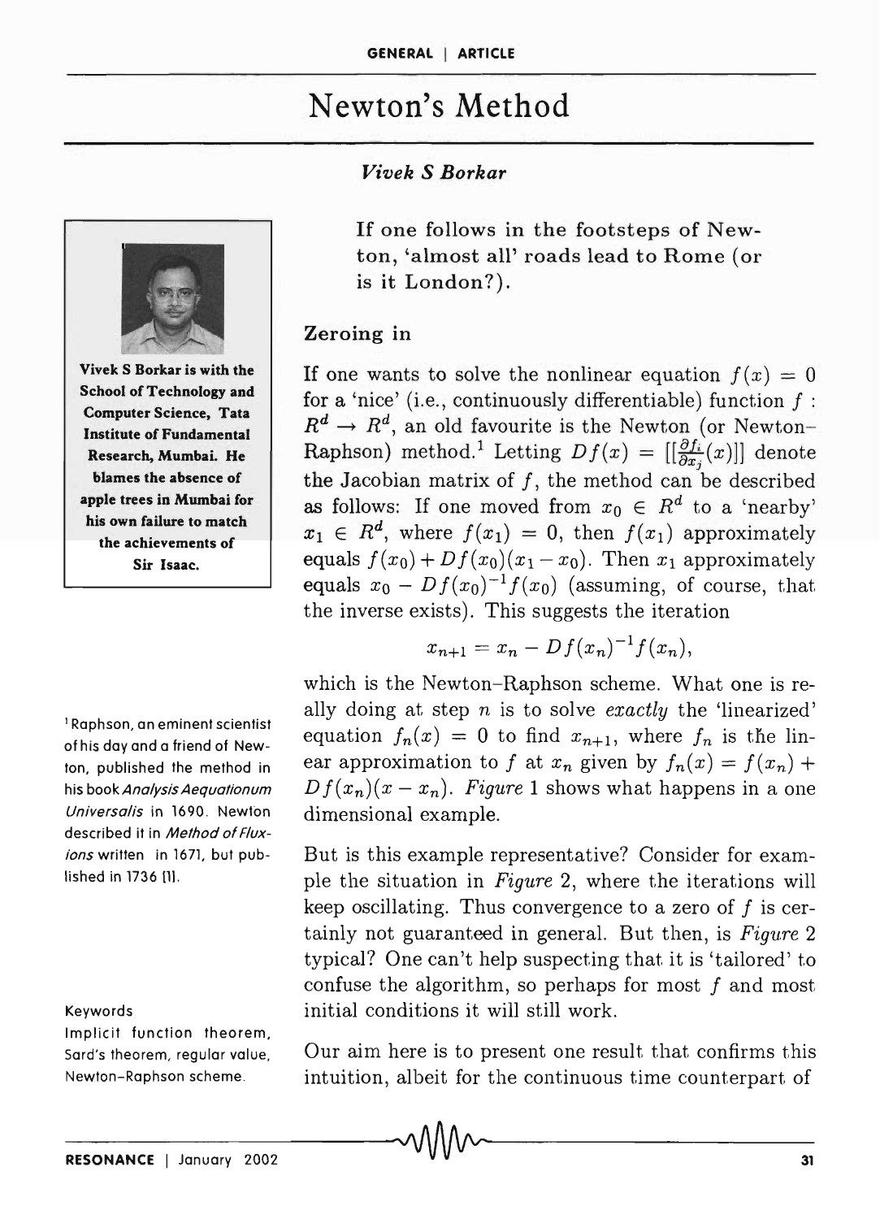# Newton's Method

*Vivek S Borkar*

Vivek S Borkar is with the School of Technology and Computer Science, Tata Institute of Fundamental Research, Mumbai. He blames the absence of apple trees in Mumbai for his own failure to match the achievements of Sir Isaac.

**If one follows in the footsteps of Newton, 'almost all' roads lead to Rome (or is it London?).**

## Zeroing in

If one wants to solve the nonlinear equation $f(x) = 0$ for a 'nice' (i.e., continuously differentiable) function $f : R^d \to R^d$, an old favourite is the Newton (or Newton–Raphson) method.[1] Letting $Df(x) = [[\frac{\partial f_i}{\partial x_j}(x)]]$ denote the Jacobian matrix of $f$, the method can be described as follows: If one moved from $x_0 \in R^d$ to a 'nearby' $x_1 \in R^d$, where $f(x_1) = 0$, then $f(x_1)$ approximately equals $f(x_0) + Df(x_0)(x_1 - x_0)$. Then $x_1$ approximately equals $x_0 - Df(x_0)^{-1}f(x_0)$ (assuming, of course, that the inverse exists). This suggests the iteration

$$x_{n+1} = x_n - Df(x_n)^{-1}f(x_n),$$

which is the Newton–Raphson scheme. What one is really doing at step $n$ is to solve *exactly* the 'linearized' equation $f_n(x) = 0$ to find $x_{n+1}$, where $f_n$ is the linear approximation to $f$ at $x_n$ given by $f_n(x) = f(x_n) + Df(x_n)(x - x_n)$. *Figure* 1 shows what happens in a one dimensional example.

[1] Raphson, an eminent scientist of his day and a friend of Newton, published the method in his book *Analysis Aequationum Universalis* in 1690. Newton described it in *Method of Fluxions* written in 1671, but published in 1736 [1].

But is this example representative? Consider for example the situation in *Figure* 2, where the iterations will keep oscillating. Thus convergence to a zero of $f$ is certainly not guaranteed in general. But then, is *Figure* 2 typical? One can't help suspecting that it is 'tailored' to confuse the algorithm, so perhaps for most $f$ and most initial conditions it will still work.

Keywords
Implicit function theorem, Sard's theorem, regular value, Newton–Raphson scheme.

Our aim here is to present one result that confirms this intuition, albeit for the continuous time counterpart of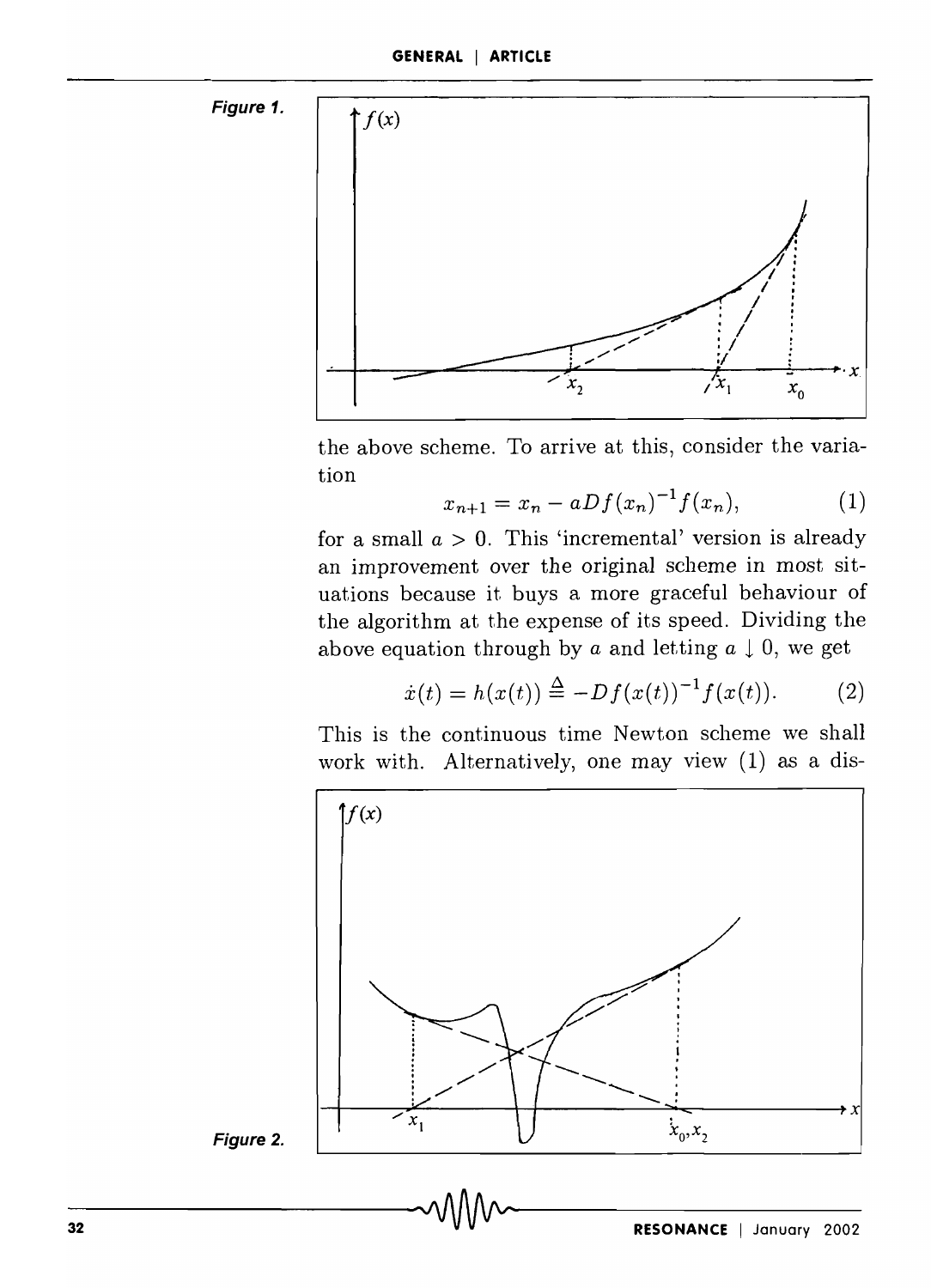Figure 1.

the above scheme. To arrive at this, consider the variation

$$x_{n+1} = x_n - aDf(x_n)^{-1}f(x_n), \tag{1}$$

for a small $a > 0$. This 'incremental' version is already an improvement over the original scheme in most situations because it buys a more graceful behaviour of the algorithm at the expense of its speed. Dividing the above equation through by $a$ and letting $a \downarrow 0$, we get

$$\dot{x}(t) = h(x(t)) \stackrel{\Delta}{=} -Df(x(t))^{-1}f(x(t)). \tag{2}$$

This is the continuous time Newton scheme we shall work with. Alternatively, one may view (1) as a dis-

Figure 2.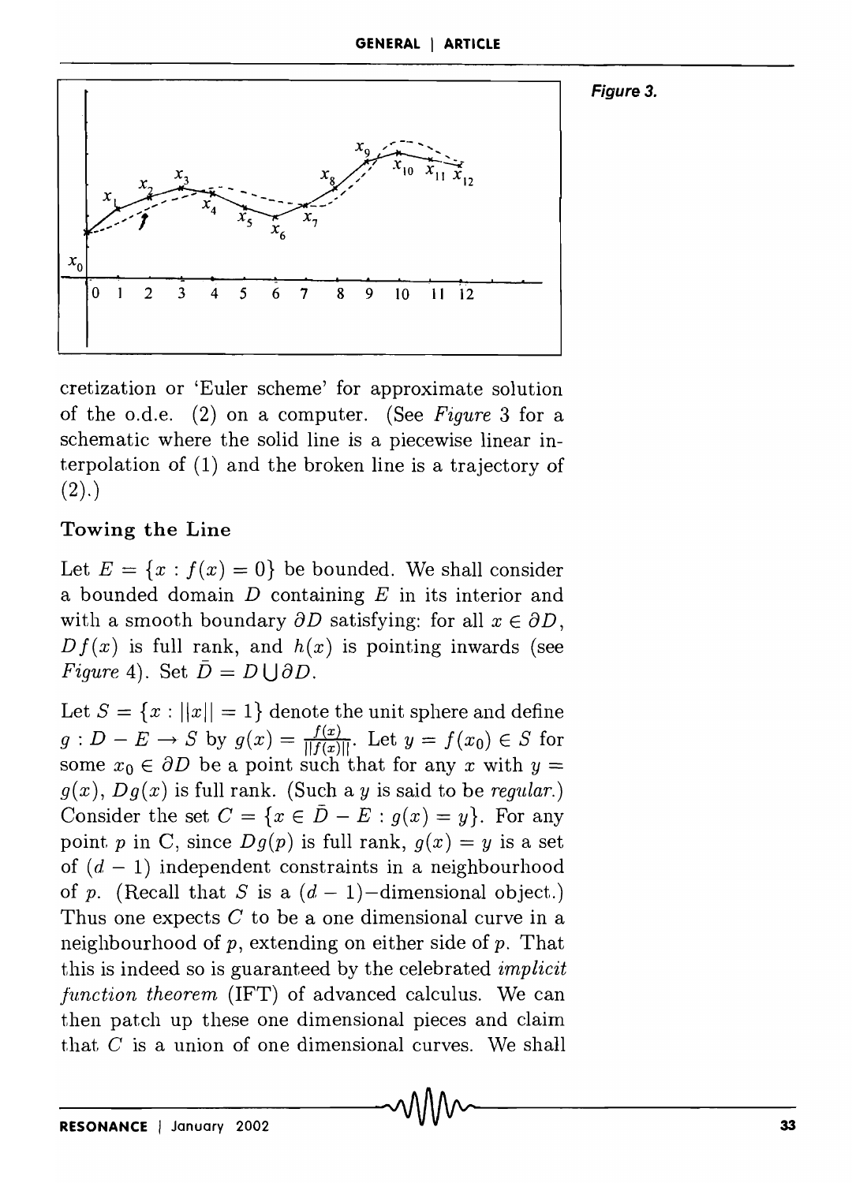*Figure 3.*

cretization or 'Euler scheme' for approximate solution of the o.d.e. (2) on a computer. (See *Figure* 3 for a schematic where the solid line is a piecewise linear interpolation of (1) and the broken line is a trajectory of (2).)

### Towing the Line

Let $E = \{x : f(x) = 0\}$ be bounded. We shall consider a bounded domain $D$ containing $E$ in its interior and with a smooth boundary $\partial D$ satisfying: for all $x \in \partial D$, $Df(x)$ is full rank, and $h(x)$ is pointing inwards (see *Figure* 4). Set $\bar{D} = D \bigcup \partial D$.

Let $S = \{x : ||x|| = 1\}$ denote the unit sphere and define $g : D - E \to S$ by $g(x) = \frac{f(x)}{||f(x)||}$. Let $y = f(x_0) \in S$ for some $x_0 \in \partial D$ be a point such that for any $x$ with $y = g(x)$, $Dg(x)$ is full rank. (Such a $y$ is said to be *regular*.) Consider the set $C = \{x \in \bar{D} - E : g(x) = y\}$. For any point $p$ in C, since $Dg(p)$ is full rank, $g(x) = y$ is a set of $(d-1)$ independent constraints in a neighbourhood of $p$. (Recall that $S$ is a $(d-1)$–dimensional object.) Thus one expects $C$ to be a one dimensional curve in a neighbourhood of $p$, extending on either side of $p$. That this is indeed so is guaranteed by the celebrated *implicit function theorem* (IFT) of advanced calculus. We can then patch up these one dimensional pieces and claim that $C$ is a union of one dimensional curves. We shall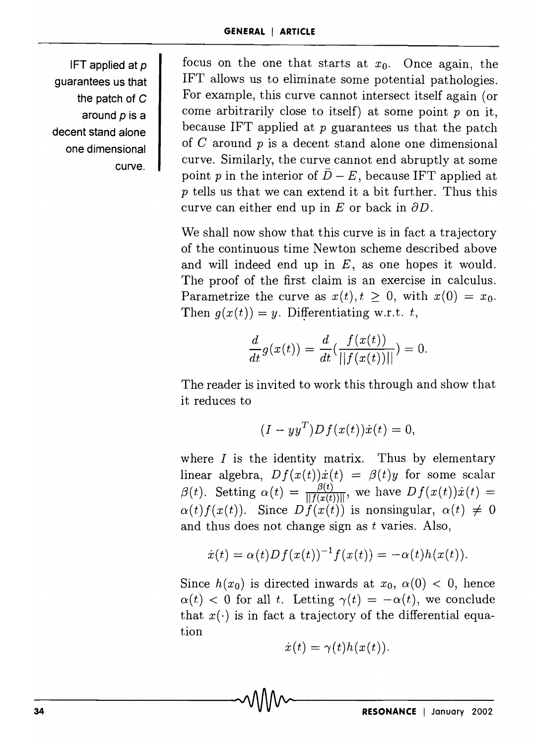focus on the one that starts at $x_0$. Once again, the IFT allows us to eliminate some potential pathologies. For example, this curve cannot intersect itself again (or come arbitrarily close to itself) at some point $p$ on it, because IFT applied at $p$ guarantees us that the patch of $C$ around $p$ is a decent stand alone one dimensional curve. Similarly, the curve cannot end abruptly at some point $p$ in the interior of $\bar{D} - E$, because IFT applied at $p$ tells us that we can extend it a bit further. Thus this curve can either end up in $E$ or back in $\partial D$.

IFT applied at $p$ guarantees us that the patch of $C$ around $p$ is a decent stand alone one dimensional curve.

We shall now show that this curve is in fact a trajectory of the continuous time Newton scheme described above and will indeed end up in $E$, as one hopes it would. The proof of the first claim is an exercise in calculus. Parametrize the curve as $x(t), t \geq 0$, with $x(0) = x_0$. Then $g(x(t)) = y$. Differentiating w.r.t. $t$,

$$\frac{d}{dt}g(x(t)) = \frac{d}{dt}\left(\frac{f(x(t))}{||f(x(t))||}\right) = 0.$$

The reader is invited to work this through and show that it reduces to

$$(I - yy^T)Df(x(t))\dot{x}(t) = 0,$$

where $I$ is the identity matrix. Thus by elementary linear algebra, $Df(x(t))\dot{x}(t) = \beta(t)y$ for some scalar $\beta(t)$. Setting $\alpha(t) = \frac{\beta(t)}{||f(x(t))||}$, we have $Df(x(t))\dot{x}(t) = \alpha(t)f(x(t))$. Since $Df(x(t))$ is nonsingular, $\alpha(t) \neq 0$ and thus does not change sign as $t$ varies. Also,

$$\dot{x}(t) = \alpha(t)Df(x(t))^{-1}f(x(t)) = -\alpha(t)h(x(t)).$$

Since $h(x_0)$ is directed inwards at $x_0$, $\alpha(0) < 0$, hence $\alpha(t) < 0$ for all $t$. Letting $\gamma(t) = -\alpha(t)$, we conclude that $x(\cdot)$ is in fact a trajectory of the differential equation

$$\dot{x}(t) = \gamma(t)h(x(t)).$$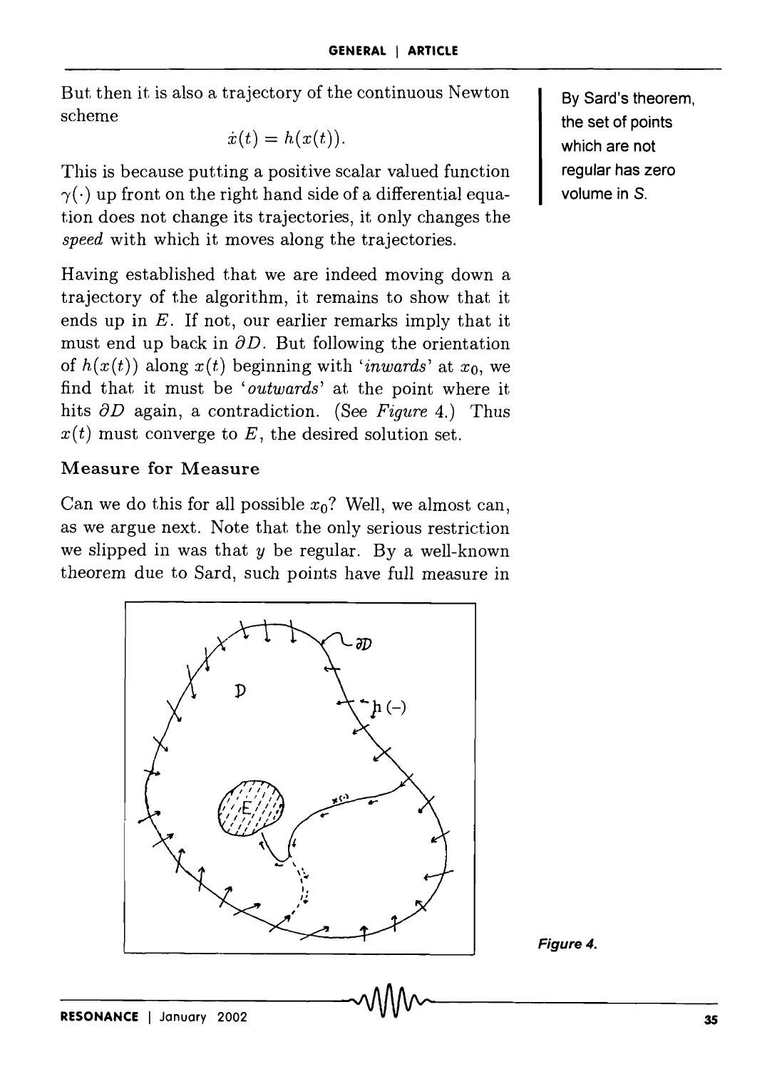But then it is also a trajectory of the continuous Newton scheme

$$\dot{x}(t) = h(x(t)).$$

This is because putting a positive scalar valued function $\gamma(\cdot)$ up front on the right hand side of a differential equation does not change its trajectories, it only changes the *speed* with which it moves along the trajectories.

Having established that we are indeed moving down a trajectory of the algorithm, it remains to show that it ends up in $E$. If not, our earlier remarks imply that it must end up back in $\partial D$. But following the orientation of $h(x(t))$ along $x(t)$ beginning with '*inwards*' at $x_0$, we find that it must be '*outwards*' at the point where it hits $\partial D$ again, a contradiction. (See *Figure* 4.) Thus $x(t)$ must converge to $E$, the desired solution set.

By Sard's theorem, the set of points which are not regular has zero volume in $S$.

### Measure for Measure

Can we do this for all possible $x_0$? Well, we almost can, as we argue next. Note that the only serious restriction we slipped in was that $y$ be regular. By a well-known theorem due to Sard, such points have full measure in

*Figure 4.*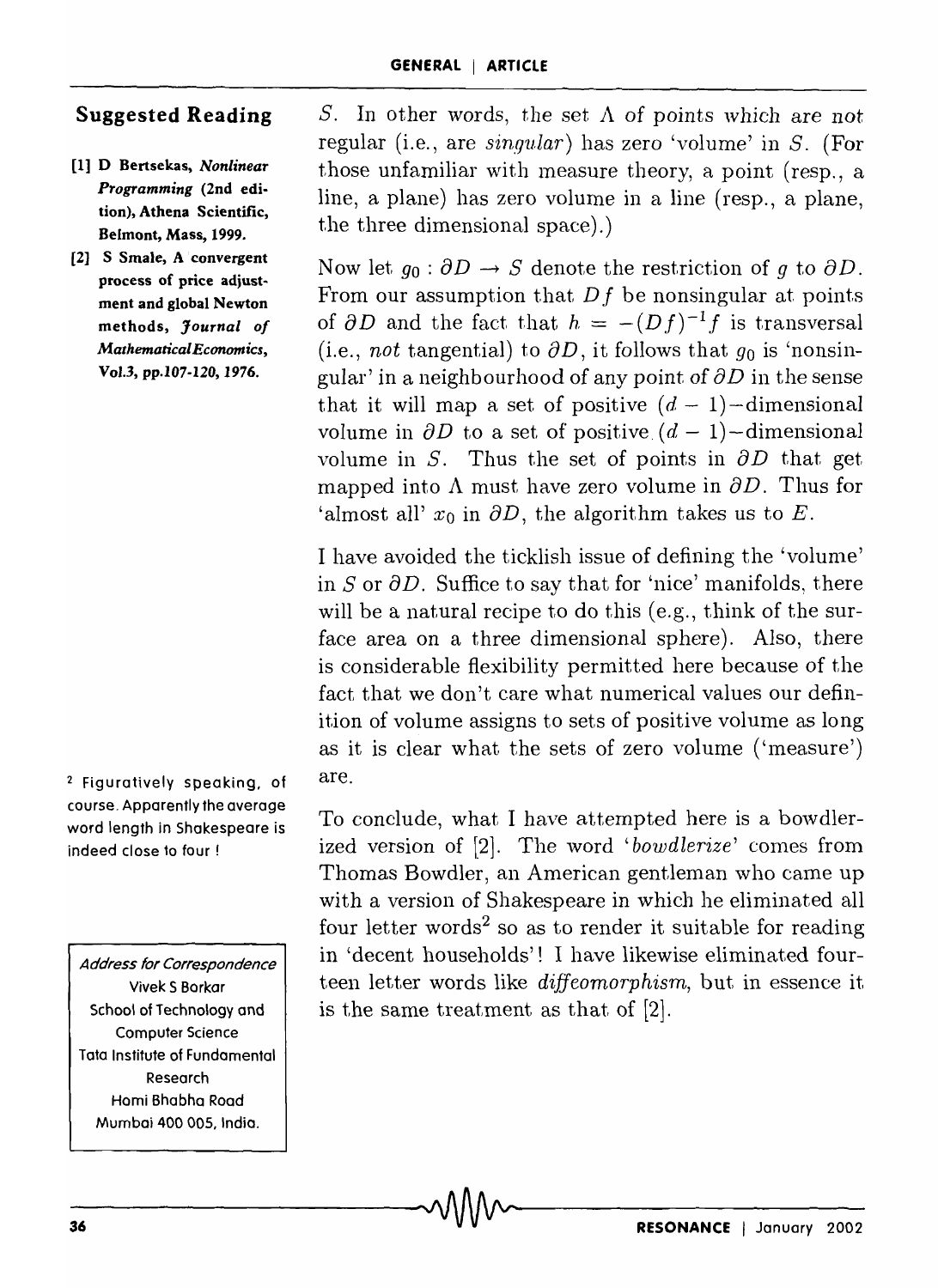$S$. In other words, the set $\Lambda$ of points which are not regular (i.e., are *singular*) has zero 'volume' in $S$. (For those unfamiliar with measure theory, a point (resp., a line, a plane) has zero volume in a line (resp., a plane, the three dimensional space).)

Now let $g_0 : \partial D \rightarrow S$ denote the restriction of $g$ to $\partial D$. From our assumption that $Df$ be nonsingular at points of $\partial D$ and the fact that $h = -(Df)^{-1}f$ is transversal (i.e., *not* tangential) to $\partial D$, it follows that $g_0$ is 'nonsingular' in a neighbourhood of any point of $\partial D$ in the sense that it will map a set of positive $(d-1)$-dimensional volume in $\partial D$ to a set of positive $(d-1)$-dimensional volume in $S$. Thus the set of points in $\partial D$ that get mapped into $\Lambda$ must have zero volume in $\partial D$. Thus for 'almost all' $x_0$ in $\partial D$, the algorithm takes us to $E$.

I have avoided the ticklish issue of defining the 'volume' in $S$ or $\partial D$. Suffice to say that for 'nice' manifolds, there will be a natural recipe to do this (e.g., think of the surface area on a three dimensional sphere). Also, there is considerable flexibility permitted here because of the fact that we don't care what numerical values our definition of volume assigns to sets of positive volume as long as it is clear what the sets of zero volume ('measure') are.

To conclude, what I have attempted here is a bowdlerized version of [2]. The word '*bowdlerize*' comes from Thomas Bowdler, an American gentleman who came up with a version of Shakespeare in which he eliminated all four letter words[2] so as to render it suitable for reading in 'decent households'! I have likewise eliminated fourteen letter words like *diffeomorphism*, but in essence it is the same treatment as that of [2].

[2] Figuratively speaking, of course. Apparently the average word length in Shakespeare is indeed close to four!

## Suggested Reading

[1] D Bertsekas, *Nonlinear Programming* (2nd edition), Athena Scientific, Belmont, Mass, 1999.

[2] S Smale, A convergent process of price adjustment and global Newton methods, *Journal of Mathematical Economics*, Vol.3, pp.107-120, 1976.

*Address for Correspondence*
Vivek S Borkar
School of Technology and Computer Science
Tata Institute of Fundamental Research
Homi Bhabha Road
Mumbai 400 005, India.